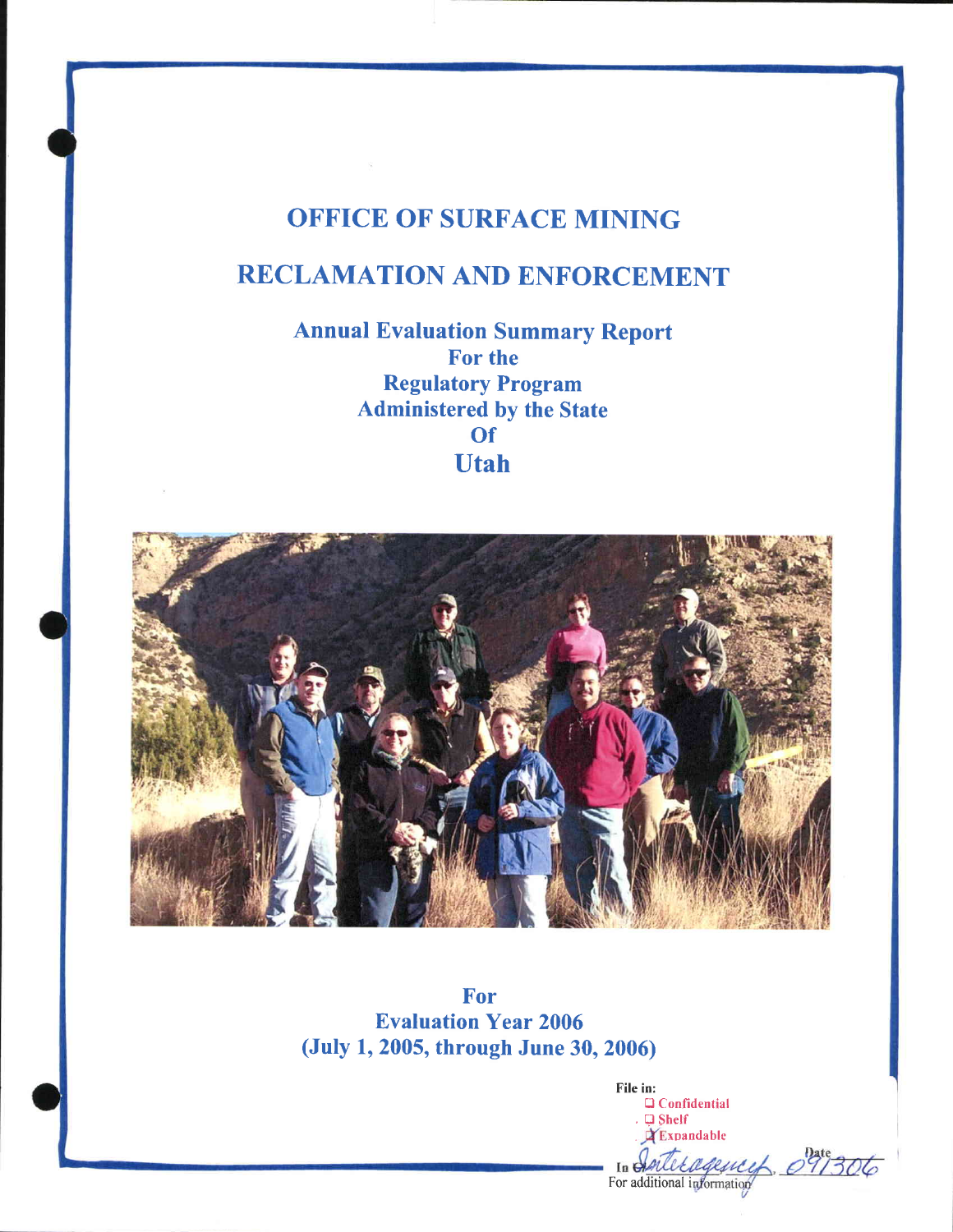# OFFICE OF SURFACE MINING

# RECLAMATION AND ENFORCEMENT

## Annual Evaluation Summary Report For the Regulatory Program Administered by the State Of Utah

## For Evaluation Year 2006 (July 1, 2005, through June 30, 2006)

File in:
- ☐ Confidential
- ☐ Shelf
- ☒ Expandable

In Interagency Date 091306
For additional information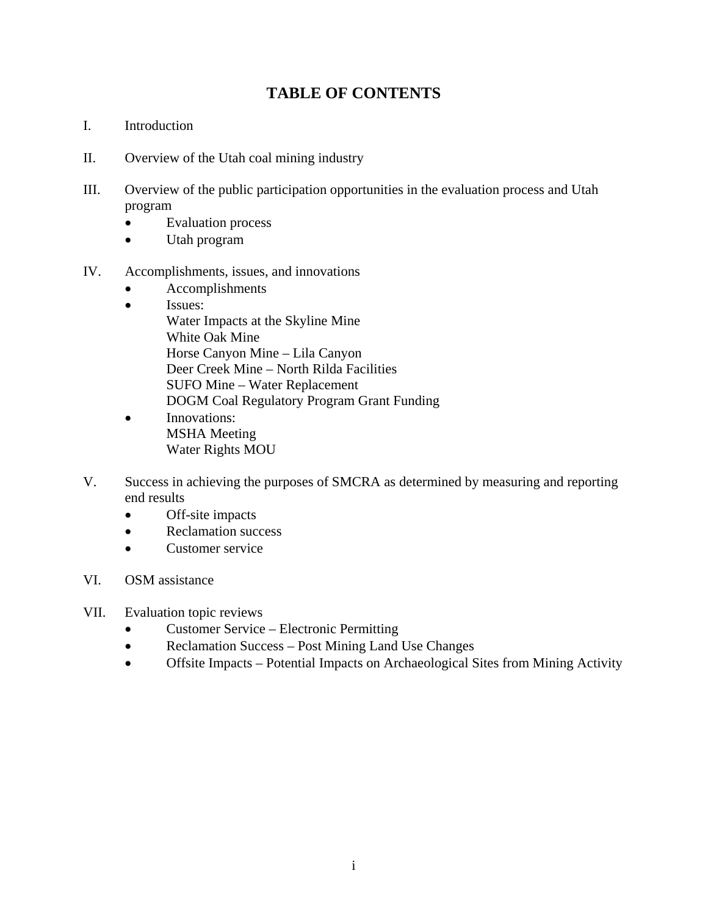# TABLE OF CONTENTS

I. Introduction

II. Overview of the Utah coal mining industry

III. Overview of the public participation opportunities in the evaluation process and Utah program
- Evaluation process
- Utah program

IV. Accomplishments, issues, and innovations
- Accomplishments
- Issues:
  Water Impacts at the Skyline Mine
  White Oak Mine
  Horse Canyon Mine – Lila Canyon
  Deer Creek Mine – North Rilda Facilities
  SUFO Mine – Water Replacement
  DOGM Coal Regulatory Program Grant Funding
- Innovations:
  MSHA Meeting
  Water Rights MOU

V. Success in achieving the purposes of SMCRA as determined by measuring and reporting end results
- Off-site impacts
- Reclamation success
- Customer service

VI. OSM assistance

VII. Evaluation topic reviews
- Customer Service – Electronic Permitting
- Reclamation Success – Post Mining Land Use Changes
- Offsite Impacts – Potential Impacts on Archaeological Sites from Mining Activity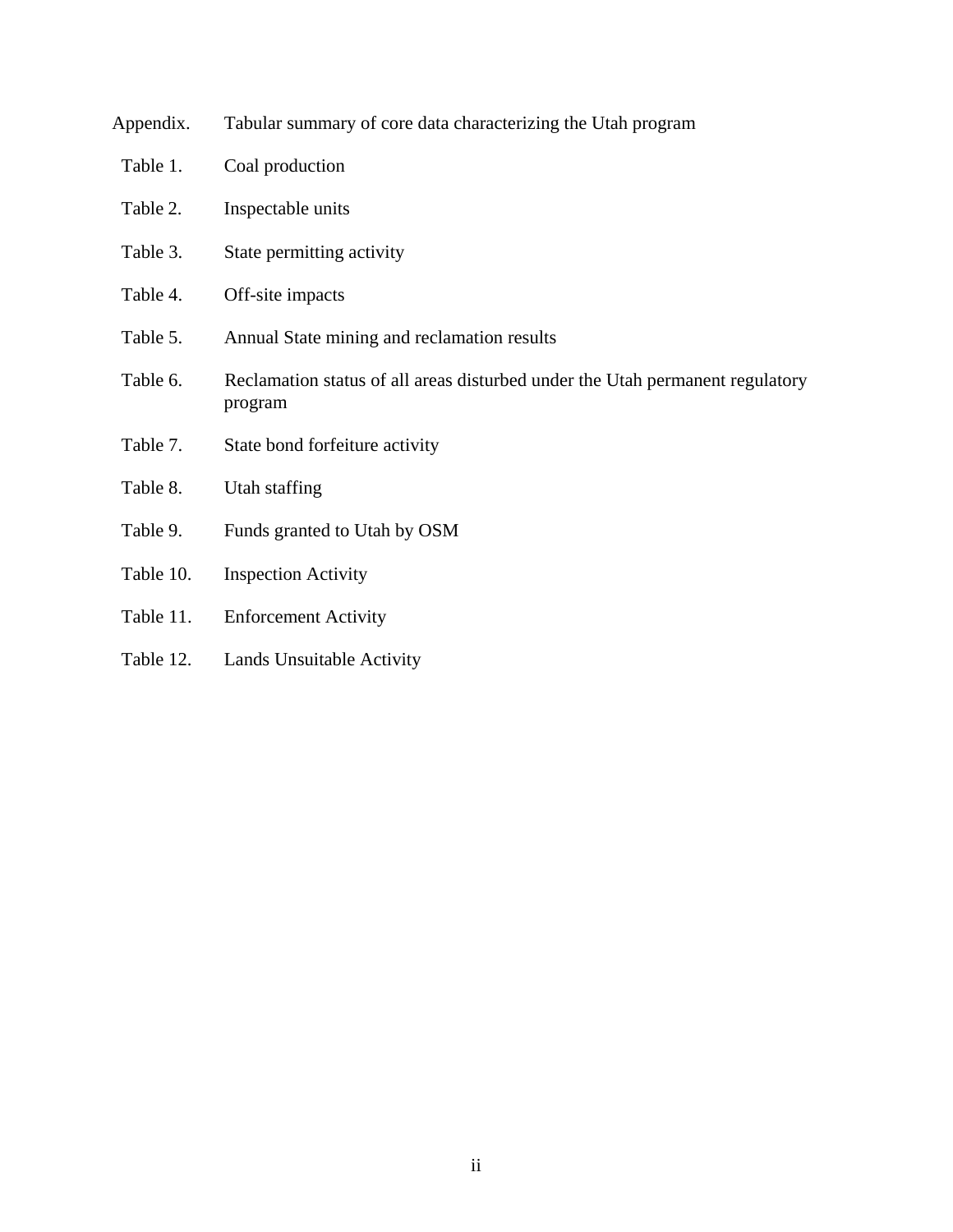Appendix. Tabular summary of core data characterizing the Utah program

- Table 1. Coal production
- Table 2. Inspectable units
- Table 3. State permitting activity
- Table 4. Off-site impacts
- Table 5. Annual State mining and reclamation results
- Table 6. Reclamation status of all areas disturbed under the Utah permanent regulatory program
- Table 7. State bond forfeiture activity
- Table 8. Utah staffing
- Table 9. Funds granted to Utah by OSM
- Table 10. Inspection Activity
- Table 11. Enforcement Activity
- Table 12. Lands Unsuitable Activity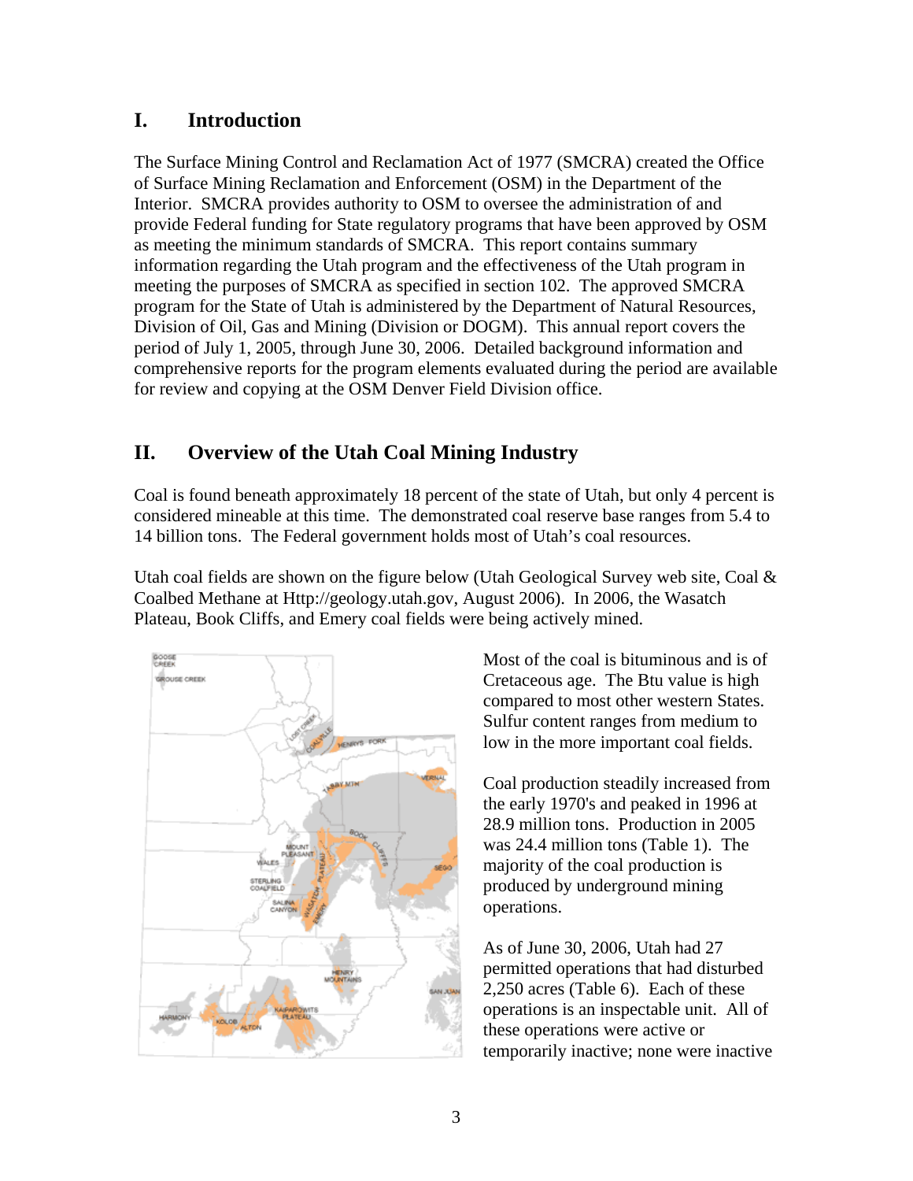## I. Introduction

The Surface Mining Control and Reclamation Act of 1977 (SMCRA) created the Office of Surface Mining Reclamation and Enforcement (OSM) in the Department of the Interior. SMCRA provides authority to OSM to oversee the administration of and provide Federal funding for State regulatory programs that have been approved by OSM as meeting the minimum standards of SMCRA. This report contains summary information regarding the Utah program and the effectiveness of the Utah program in meeting the purposes of SMCRA as specified in section 102. The approved SMCRA program for the State of Utah is administered by the Department of Natural Resources, Division of Oil, Gas and Mining (Division or DOGM). This annual report covers the period of July 1, 2005, through June 30, 2006. Detailed background information and comprehensive reports for the program elements evaluated during the period are available for review and copying at the OSM Denver Field Division office.

## II. Overview of the Utah Coal Mining Industry

Coal is found beneath approximately 18 percent of the state of Utah, but only 4 percent is considered mineable at this time. The demonstrated coal reserve base ranges from 5.4 to 14 billion tons. The Federal government holds most of Utah's coal resources.

Utah coal fields are shown on the figure below (Utah Geological Survey web site, Coal & Coalbed Methane at Http://geology.utah.gov, August 2006). In 2006, the Wasatch Plateau, Book Cliffs, and Emery coal fields were being actively mined.

Most of the coal is bituminous and is of Cretaceous age. The Btu value is high compared to most other western States. Sulfur content ranges from medium to low in the more important coal fields.

Coal production steadily increased from the early 1970's and peaked in 1996 at 28.9 million tons. Production in 2005 was 24.4 million tons (Table 1). The majority of the coal production is produced by underground mining operations.

As of June 30, 2006, Utah had 27 permitted operations that had disturbed 2,250 acres (Table 6). Each of these operations is an inspectable unit. All of these operations were active or temporarily inactive; none were inactive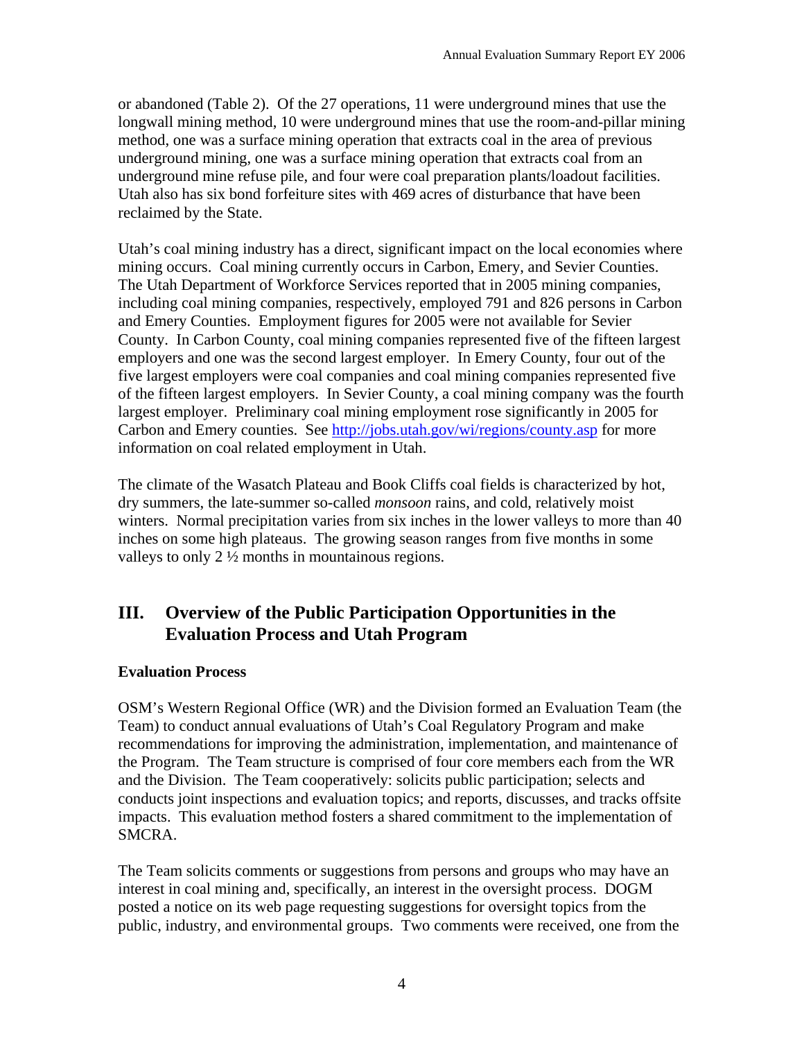or abandoned (Table 2). Of the 27 operations, 11 were underground mines that use the longwall mining method, 10 were underground mines that use the room-and-pillar mining method, one was a surface mining operation that extracts coal in the area of previous underground mining, one was a surface mining operation that extracts coal from an underground mine refuse pile, and four were coal preparation plants/loadout facilities. Utah also has six bond forfeiture sites with 469 acres of disturbance that have been reclaimed by the State.

Utah's coal mining industry has a direct, significant impact on the local economies where mining occurs. Coal mining currently occurs in Carbon, Emery, and Sevier Counties. The Utah Department of Workforce Services reported that in 2005 mining companies, including coal mining companies, respectively, employed 791 and 826 persons in Carbon and Emery Counties. Employment figures for 2005 were not available for Sevier County. In Carbon County, coal mining companies represented five of the fifteen largest employers and one was the second largest employer. In Emery County, four out of the five largest employers were coal companies and coal mining companies represented five of the fifteen largest employers. In Sevier County, a coal mining company was the fourth largest employer. Preliminary coal mining employment rose significantly in 2005 for Carbon and Emery counties. See http://jobs.utah.gov/wi/regions/county.asp for more information on coal related employment in Utah.

The climate of the Wasatch Plateau and Book Cliffs coal fields is characterized by hot, dry summers, the late-summer so-called *monsoon* rains, and cold, relatively moist winters. Normal precipitation varies from six inches in the lower valleys to more than 40 inches on some high plateaus. The growing season ranges from five months in some valleys to only 2 ½ months in mountainous regions.

## III. Overview of the Public Participation Opportunities in the Evaluation Process and Utah Program

### Evaluation Process

OSM's Western Regional Office (WR) and the Division formed an Evaluation Team (the Team) to conduct annual evaluations of Utah's Coal Regulatory Program and make recommendations for improving the administration, implementation, and maintenance of the Program. The Team structure is comprised of four core members each from the WR and the Division. The Team cooperatively: solicits public participation; selects and conducts joint inspections and evaluation topics; and reports, discusses, and tracks offsite impacts. This evaluation method fosters a shared commitment to the implementation of SMCRA.

The Team solicits comments or suggestions from persons and groups who may have an interest in coal mining and, specifically, an interest in the oversight process. DOGM posted a notice on its web page requesting suggestions for oversight topics from the public, industry, and environmental groups. Two comments were received, one from the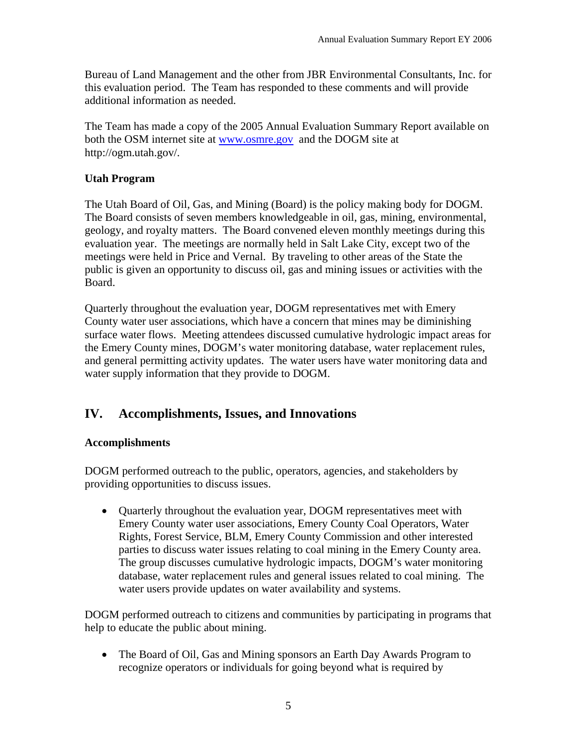Bureau of Land Management and the other from JBR Environmental Consultants, Inc. for this evaluation period. The Team has responded to these comments and will provide additional information as needed.

The Team has made a copy of the 2005 Annual Evaluation Summary Report available on both the OSM internet site at www.osmre.gov and the DOGM site at http://ogm.utah.gov/.

**Utah Program**

The Utah Board of Oil, Gas, and Mining (Board) is the policy making body for DOGM. The Board consists of seven members knowledgeable in oil, gas, mining, environmental, geology, and royalty matters. The Board convened eleven monthly meetings during this evaluation year. The meetings are normally held in Salt Lake City, except two of the meetings were held in Price and Vernal. By traveling to other areas of the State the public is given an opportunity to discuss oil, gas and mining issues or activities with the Board.

Quarterly throughout the evaluation year, DOGM representatives met with Emery County water user associations, which have a concern that mines may be diminishing surface water flows. Meeting attendees discussed cumulative hydrologic impact areas for the Emery County mines, DOGM's water monitoring database, water replacement rules, and general permitting activity updates. The water users have water monitoring data and water supply information that they provide to DOGM.

## IV. Accomplishments, Issues, and Innovations

**Accomplishments**

DOGM performed outreach to the public, operators, agencies, and stakeholders by providing opportunities to discuss issues.

- Quarterly throughout the evaluation year, DOGM representatives meet with Emery County water user associations, Emery County Coal Operators, Water Rights, Forest Service, BLM, Emery County Commission and other interested parties to discuss water issues relating to coal mining in the Emery County area. The group discusses cumulative hydrologic impacts, DOGM's water monitoring database, water replacement rules and general issues related to coal mining. The water users provide updates on water availability and systems.

DOGM performed outreach to citizens and communities by participating in programs that help to educate the public about mining.

- The Board of Oil, Gas and Mining sponsors an Earth Day Awards Program to recognize operators or individuals for going beyond what is required by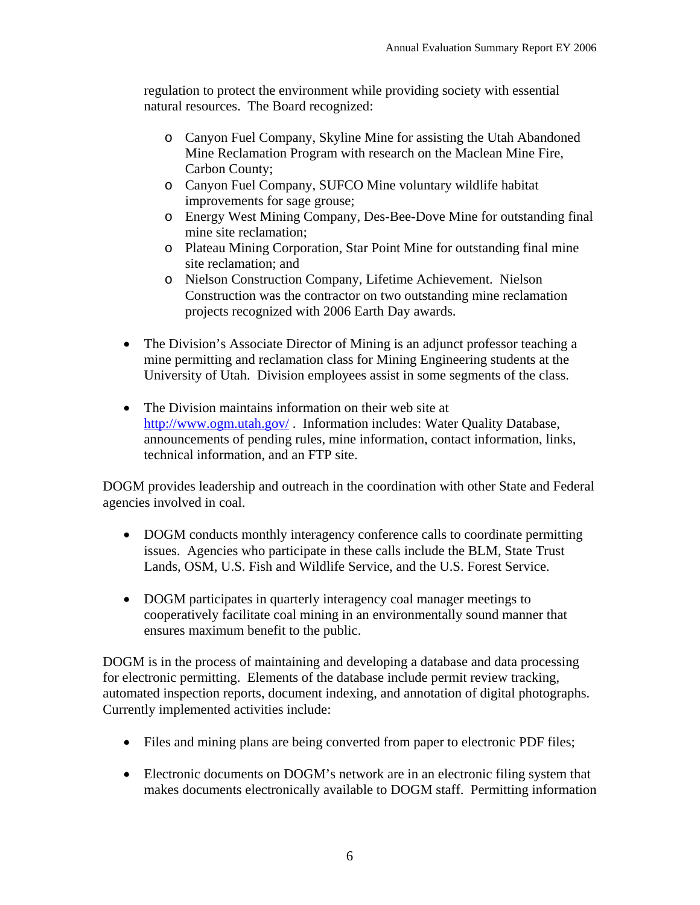regulation to protect the environment while providing society with essential natural resources. The Board recognized:

  - Canyon Fuel Company, Skyline Mine for assisting the Utah Abandoned Mine Reclamation Program with research on the Maclean Mine Fire, Carbon County;
  - Canyon Fuel Company, SUFCO Mine voluntary wildlife habitat improvements for sage grouse;
  - Energy West Mining Company, Des-Bee-Dove Mine for outstanding final mine site reclamation;
  - Plateau Mining Corporation, Star Point Mine for outstanding final mine site reclamation; and
  - Nielson Construction Company, Lifetime Achievement. Nielson Construction was the contractor on two outstanding mine reclamation projects recognized with 2006 Earth Day awards.

- The Division's Associate Director of Mining is an adjunct professor teaching a mine permitting and reclamation class for Mining Engineering students at the University of Utah. Division employees assist in some segments of the class.

- The Division maintains information on their web site at [http://www.ogm.utah.gov/](http://www.ogm.utah.gov/) . Information includes: Water Quality Database, announcements of pending rules, mine information, contact information, links, technical information, and an FTP site.

DOGM provides leadership and outreach in the coordination with other State and Federal agencies involved in coal.

- DOGM conducts monthly interagency conference calls to coordinate permitting issues. Agencies who participate in these calls include the BLM, State Trust Lands, OSM, U.S. Fish and Wildlife Service, and the U.S. Forest Service.

- DOGM participates in quarterly interagency coal manager meetings to cooperatively facilitate coal mining in an environmentally sound manner that ensures maximum benefit to the public.

DOGM is in the process of maintaining and developing a database and data processing for electronic permitting. Elements of the database include permit review tracking, automated inspection reports, document indexing, and annotation of digital photographs. Currently implemented activities include:

- Files and mining plans are being converted from paper to electronic PDF files;

- Electronic documents on DOGM's network are in an electronic filing system that makes documents electronically available to DOGM staff. Permitting information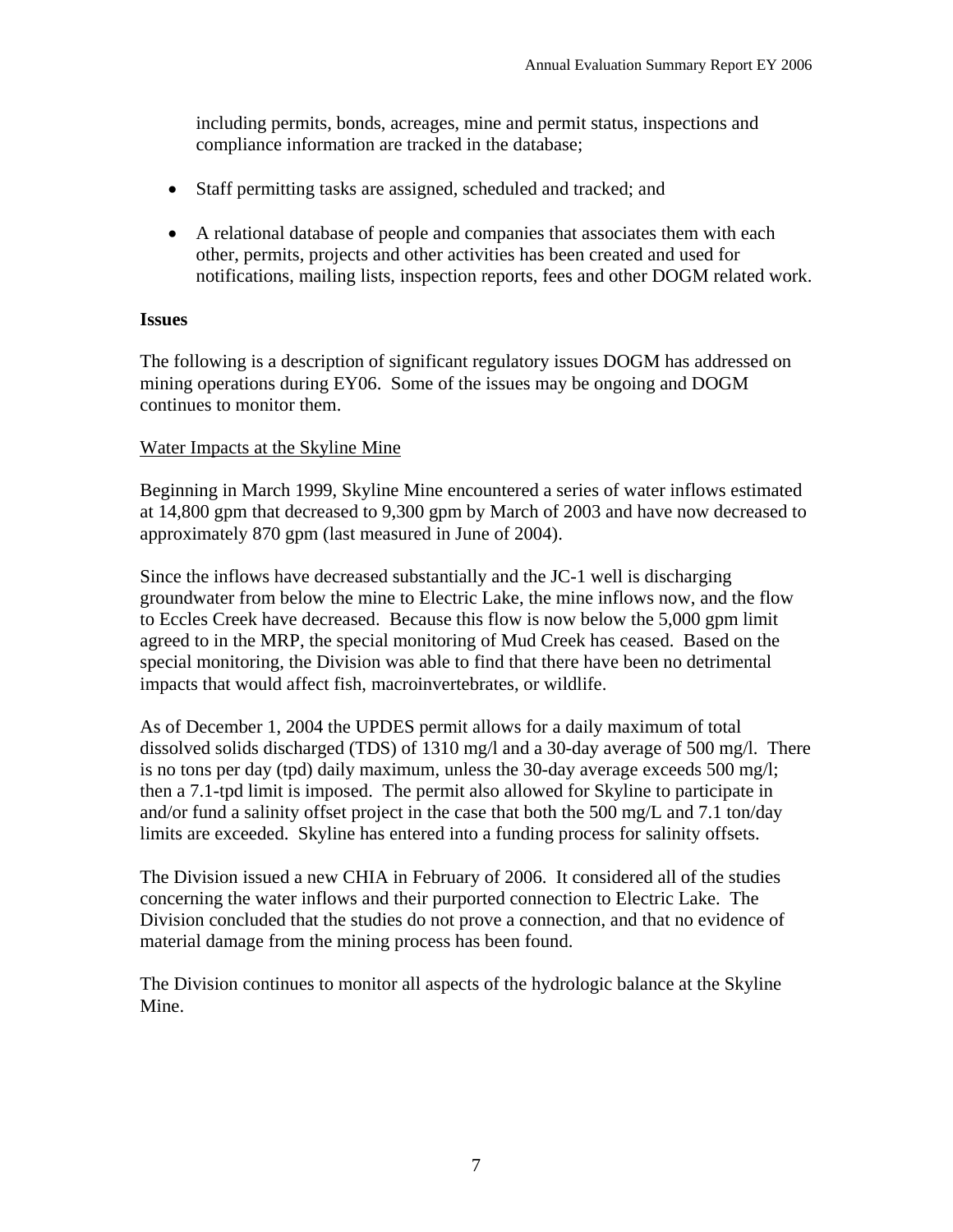including permits, bonds, acreages, mine and permit status, inspections and compliance information are tracked in the database;

- Staff permitting tasks are assigned, scheduled and tracked; and
- A relational database of people and companies that associates them with each other, permits, projects and other activities has been created and used for notifications, mailing lists, inspection reports, fees and other DOGM related work.

**Issues**

The following is a description of significant regulatory issues DOGM has addressed on mining operations during EY06. Some of the issues may be ongoing and DOGM continues to monitor them.

<u>Water Impacts at the Skyline Mine</u>

Beginning in March 1999, Skyline Mine encountered a series of water inflows estimated at 14,800 gpm that decreased to 9,300 gpm by March of 2003 and have now decreased to approximately 870 gpm (last measured in June of 2004).

Since the inflows have decreased substantially and the JC-1 well is discharging groundwater from below the mine to Electric Lake, the mine inflows now, and the flow to Eccles Creek have decreased. Because this flow is now below the 5,000 gpm limit agreed to in the MRP, the special monitoring of Mud Creek has ceased. Based on the special monitoring, the Division was able to find that there have been no detrimental impacts that would affect fish, macroinvertebrates, or wildlife.

As of December 1, 2004 the UPDES permit allows for a daily maximum of total dissolved solids discharged (TDS) of 1310 mg/l and a 30-day average of 500 mg/l. There is no tons per day (tpd) daily maximum, unless the 30-day average exceeds 500 mg/l; then a 7.1-tpd limit is imposed. The permit also allowed for Skyline to participate in and/or fund a salinity offset project in the case that both the 500 mg/L and 7.1 ton/day limits are exceeded. Skyline has entered into a funding process for salinity offsets.

The Division issued a new CHIA in February of 2006. It considered all of the studies concerning the water inflows and their purported connection to Electric Lake. The Division concluded that the studies do not prove a connection, and that no evidence of material damage from the mining process has been found.

The Division continues to monitor all aspects of the hydrologic balance at the Skyline Mine.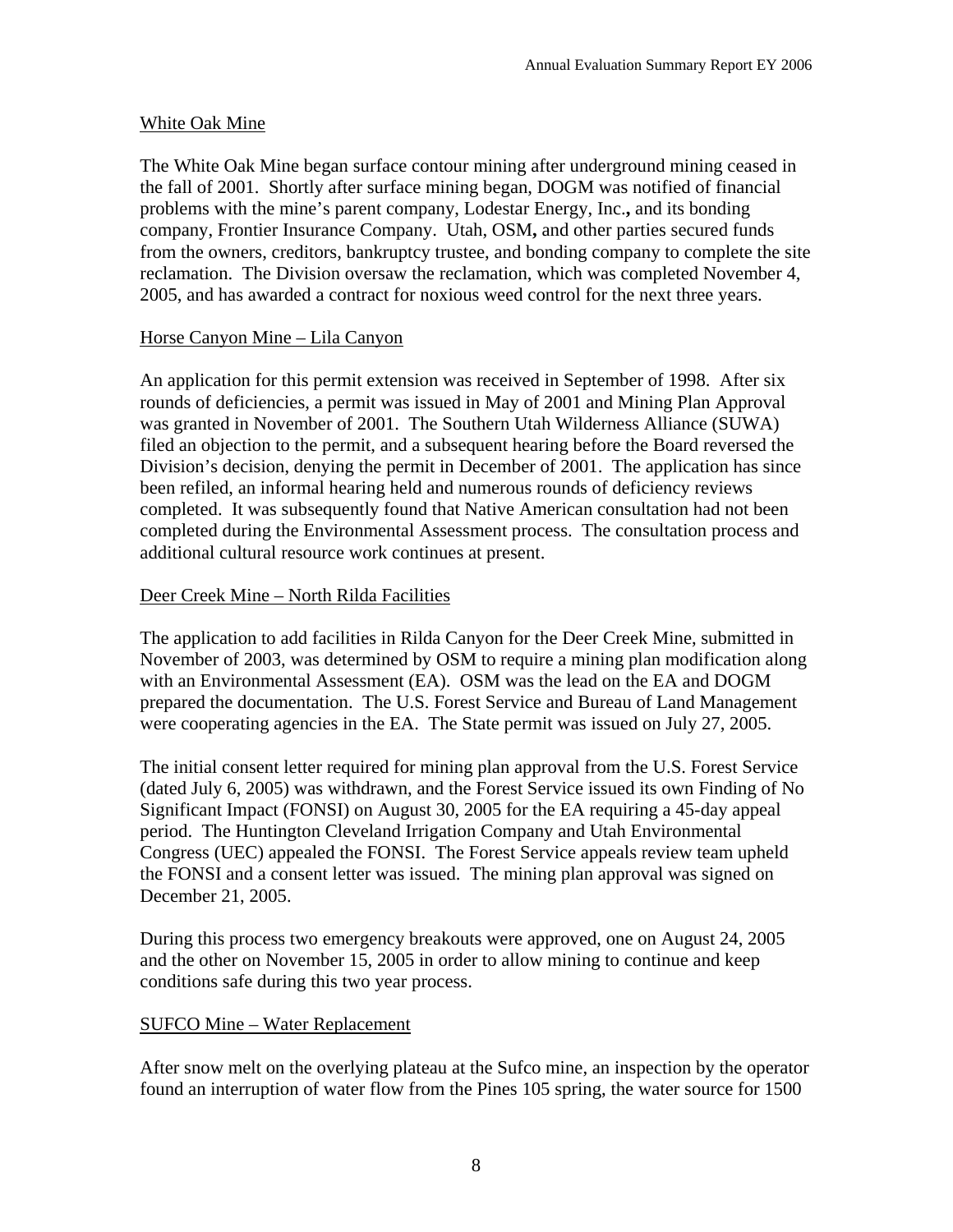### White Oak Mine

The White Oak Mine began surface contour mining after underground mining ceased in the fall of 2001. Shortly after surface mining began, DOGM was notified of financial problems with the mine's parent company, Lodestar Energy, Inc., and its bonding company, Frontier Insurance Company. Utah, OSM, and other parties secured funds from the owners, creditors, bankruptcy trustee, and bonding company to complete the site reclamation. The Division oversaw the reclamation, which was completed November 4, 2005, and has awarded a contract for noxious weed control for the next three years.

### Horse Canyon Mine – Lila Canyon

An application for this permit extension was received in September of 1998. After six rounds of deficiencies, a permit was issued in May of 2001 and Mining Plan Approval was granted in November of 2001. The Southern Utah Wilderness Alliance (SUWA) filed an objection to the permit, and a subsequent hearing before the Board reversed the Division's decision, denying the permit in December of 2001. The application has since been refiled, an informal hearing held and numerous rounds of deficiency reviews completed. It was subsequently found that Native American consultation had not been completed during the Environmental Assessment process. The consultation process and additional cultural resource work continues at present.

### Deer Creek Mine – North Rilda Facilities

The application to add facilities in Rilda Canyon for the Deer Creek Mine, submitted in November of 2003, was determined by OSM to require a mining plan modification along with an Environmental Assessment (EA). OSM was the lead on the EA and DOGM prepared the documentation. The U.S. Forest Service and Bureau of Land Management were cooperating agencies in the EA. The State permit was issued on July 27, 2005.

The initial consent letter required for mining plan approval from the U.S. Forest Service (dated July 6, 2005) was withdrawn, and the Forest Service issued its own Finding of No Significant Impact (FONSI) on August 30, 2005 for the EA requiring a 45-day appeal period. The Huntington Cleveland Irrigation Company and Utah Environmental Congress (UEC) appealed the FONSI. The Forest Service appeals review team upheld the FONSI and a consent letter was issued. The mining plan approval was signed on December 21, 2005.

During this process two emergency breakouts were approved, one on August 24, 2005 and the other on November 15, 2005 in order to allow mining to continue and keep conditions safe during this two year process.

### SUFCO Mine – Water Replacement

After snow melt on the overlying plateau at the Sufco mine, an inspection by the operator found an interruption of water flow from the Pines 105 spring, the water source for 1500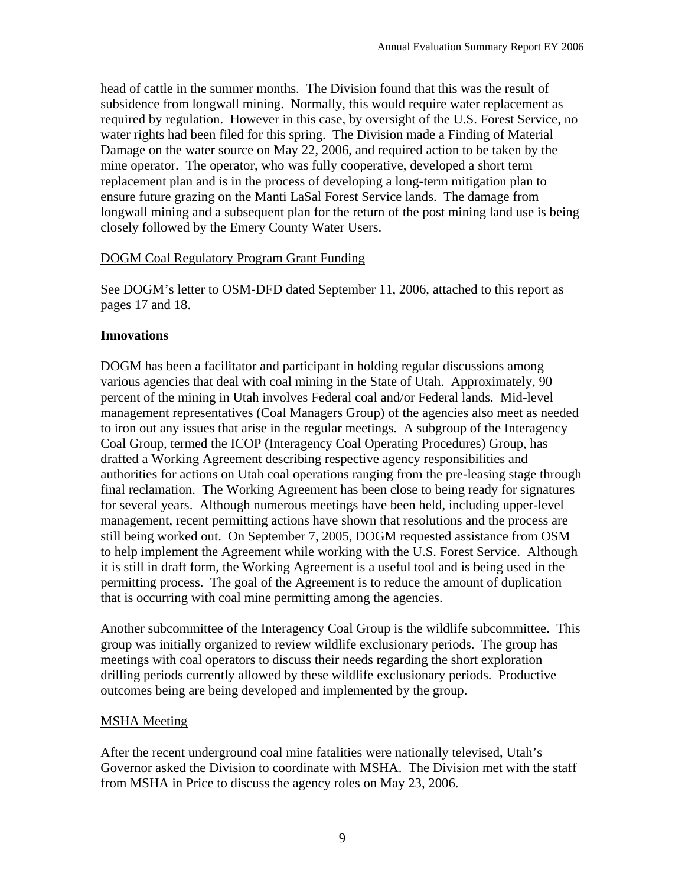head of cattle in the summer months. The Division found that this was the result of subsidence from longwall mining. Normally, this would require water replacement as required by regulation. However in this case, by oversight of the U.S. Forest Service, no water rights had been filed for this spring. The Division made a Finding of Material Damage on the water source on May 22, 2006, and required action to be taken by the mine operator. The operator, who was fully cooperative, developed a short term replacement plan and is in the process of developing a long-term mitigation plan to ensure future grazing on the Manti LaSal Forest Service lands. The damage from longwall mining and a subsequent plan for the return of the post mining land use is being closely followed by the Emery County Water Users.

<u>DOGM Coal Regulatory Program Grant Funding</u>

See DOGM's letter to OSM-DFD dated September 11, 2006, attached to this report as pages 17 and 18.

**Innovations**

DOGM has been a facilitator and participant in holding regular discussions among various agencies that deal with coal mining in the State of Utah. Approximately, 90 percent of the mining in Utah involves Federal coal and/or Federal lands. Mid-level management representatives (Coal Managers Group) of the agencies also meet as needed to iron out any issues that arise in the regular meetings. A subgroup of the Interagency Coal Group, termed the ICOP (Interagency Coal Operating Procedures) Group, has drafted a Working Agreement describing respective agency responsibilities and authorities for actions on Utah coal operations ranging from the pre-leasing stage through final reclamation. The Working Agreement has been close to being ready for signatures for several years. Although numerous meetings have been held, including upper-level management, recent permitting actions have shown that resolutions and the process are still being worked out. On September 7, 2005, DOGM requested assistance from OSM to help implement the Agreement while working with the U.S. Forest Service. Although it is still in draft form, the Working Agreement is a useful tool and is being used in the permitting process. The goal of the Agreement is to reduce the amount of duplication that is occurring with coal mine permitting among the agencies.

Another subcommittee of the Interagency Coal Group is the wildlife subcommittee. This group was initially organized to review wildlife exclusionary periods. The group has meetings with coal operators to discuss their needs regarding the short exploration drilling periods currently allowed by these wildlife exclusionary periods. Productive outcomes being are being developed and implemented by the group.

<u>MSHA Meeting</u>

After the recent underground coal mine fatalities were nationally televised, Utah's Governor asked the Division to coordinate with MSHA. The Division met with the staff from MSHA in Price to discuss the agency roles on May 23, 2006.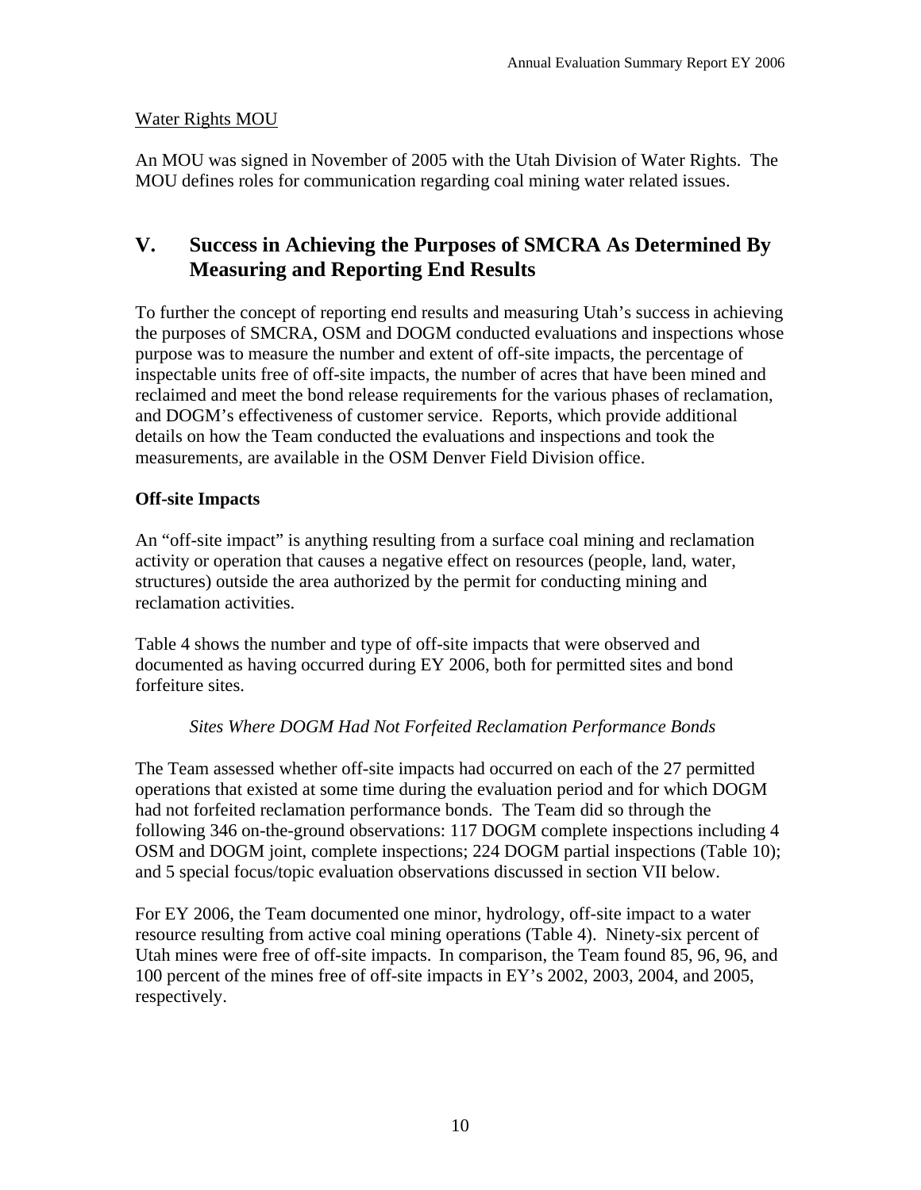Water Rights MOU

An MOU was signed in November of 2005 with the Utah Division of Water Rights. The MOU defines roles for communication regarding coal mining water related issues.

## V. Success in Achieving the Purposes of SMCRA As Determined By Measuring and Reporting End Results

To further the concept of reporting end results and measuring Utah's success in achieving the purposes of SMCRA, OSM and DOGM conducted evaluations and inspections whose purpose was to measure the number and extent of off-site impacts, the percentage of inspectable units free of off-site impacts, the number of acres that have been mined and reclaimed and meet the bond release requirements for the various phases of reclamation, and DOGM's effectiveness of customer service. Reports, which provide additional details on how the Team conducted the evaluations and inspections and took the measurements, are available in the OSM Denver Field Division office.

**Off-site Impacts**

An "off-site impact" is anything resulting from a surface coal mining and reclamation activity or operation that causes a negative effect on resources (people, land, water, structures) outside the area authorized by the permit for conducting mining and reclamation activities.

Table 4 shows the number and type of off-site impacts that were observed and documented as having occurred during EY 2006, both for permitted sites and bond forfeiture sites.

*Sites Where DOGM Had Not Forfeited Reclamation Performance Bonds*

The Team assessed whether off-site impacts had occurred on each of the 27 permitted operations that existed at some time during the evaluation period and for which DOGM had not forfeited reclamation performance bonds. The Team did so through the following 346 on-the-ground observations: 117 DOGM complete inspections including 4 OSM and DOGM joint, complete inspections; 224 DOGM partial inspections (Table 10); and 5 special focus/topic evaluation observations discussed in section VII below.

For EY 2006, the Team documented one minor, hydrology, off-site impact to a water resource resulting from active coal mining operations (Table 4). Ninety-six percent of Utah mines were free of off-site impacts. In comparison, the Team found 85, 96, 96, and 100 percent of the mines free of off-site impacts in EY's 2002, 2003, 2004, and 2005, respectively.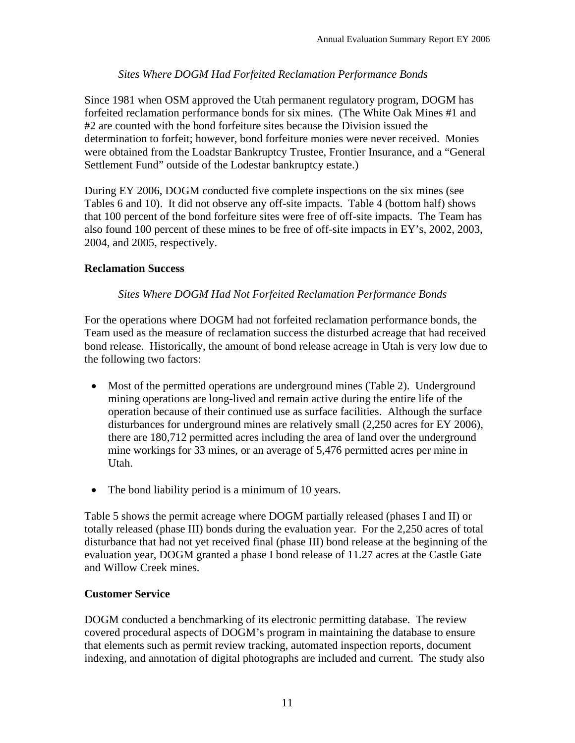*Sites Where DOGM Had Forfeited Reclamation Performance Bonds*

Since 1981 when OSM approved the Utah permanent regulatory program, DOGM has forfeited reclamation performance bonds for six mines. (The White Oak Mines #1 and #2 are counted with the bond forfeiture sites because the Division issued the determination to forfeit; however, bond forfeiture monies were never received. Monies were obtained from the Loadstar Bankruptcy Trustee, Frontier Insurance, and a "General Settlement Fund" outside of the Lodestar bankruptcy estate.)

During EY 2006, DOGM conducted five complete inspections on the six mines (see Tables 6 and 10). It did not observe any off-site impacts. Table 4 (bottom half) shows that 100 percent of the bond forfeiture sites were free of off-site impacts. The Team has also found 100 percent of these mines to be free of off-site impacts in EY's, 2002, 2003, 2004, and 2005, respectively.

**Reclamation Success**

*Sites Where DOGM Had Not Forfeited Reclamation Performance Bonds*

For the operations where DOGM had not forfeited reclamation performance bonds, the Team used as the measure of reclamation success the disturbed acreage that had received bond release. Historically, the amount of bond release acreage in Utah is very low due to the following two factors:

- Most of the permitted operations are underground mines (Table 2). Underground mining operations are long-lived and remain active during the entire life of the operation because of their continued use as surface facilities. Although the surface disturbances for underground mines are relatively small (2,250 acres for EY 2006), there are 180,712 permitted acres including the area of land over the underground mine workings for 33 mines, or an average of 5,476 permitted acres per mine in Utah.

- The bond liability period is a minimum of 10 years.

Table 5 shows the permit acreage where DOGM partially released (phases I and II) or totally released (phase III) bonds during the evaluation year. For the 2,250 acres of total disturbance that had not yet received final (phase III) bond release at the beginning of the evaluation year, DOGM granted a phase I bond release of 11.27 acres at the Castle Gate and Willow Creek mines.

**Customer Service**

DOGM conducted a benchmarking of its electronic permitting database. The review covered procedural aspects of DOGM's program in maintaining the database to ensure that elements such as permit review tracking, automated inspection reports, document indexing, and annotation of digital photographs are included and current. The study also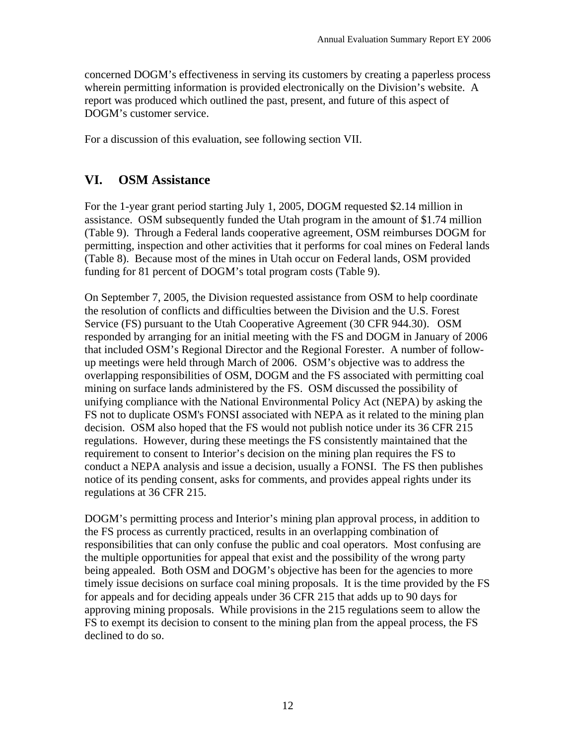concerned DOGM's effectiveness in serving its customers by creating a paperless process wherein permitting information is provided electronically on the Division's website. A report was produced which outlined the past, present, and future of this aspect of DOGM's customer service.

For a discussion of this evaluation, see following section VII.

## VI. OSM Assistance

For the 1-year grant period starting July 1, 2005, DOGM requested $2.14 million in assistance. OSM subsequently funded the Utah program in the amount of $1.74 million (Table 9). Through a Federal lands cooperative agreement, OSM reimburses DOGM for permitting, inspection and other activities that it performs for coal mines on Federal lands (Table 8). Because most of the mines in Utah occur on Federal lands, OSM provided funding for 81 percent of DOGM's total program costs (Table 9).

On September 7, 2005, the Division requested assistance from OSM to help coordinate the resolution of conflicts and difficulties between the Division and the U.S. Forest Service (FS) pursuant to the Utah Cooperative Agreement (30 CFR 944.30). OSM responded by arranging for an initial meeting with the FS and DOGM in January of 2006 that included OSM's Regional Director and the Regional Forester. A number of follow-up meetings were held through March of 2006. OSM's objective was to address the overlapping responsibilities of OSM, DOGM and the FS associated with permitting coal mining on surface lands administered by the FS. OSM discussed the possibility of unifying compliance with the National Environmental Policy Act (NEPA) by asking the FS not to duplicate OSM's FONSI associated with NEPA as it related to the mining plan decision. OSM also hoped that the FS would not publish notice under its 36 CFR 215 regulations. However, during these meetings the FS consistently maintained that the requirement to consent to Interior's decision on the mining plan requires the FS to conduct a NEPA analysis and issue a decision, usually a FONSI. The FS then publishes notice of its pending consent, asks for comments, and provides appeal rights under its regulations at 36 CFR 215.

DOGM's permitting process and Interior's mining plan approval process, in addition to the FS process as currently practiced, results in an overlapping combination of responsibilities that can only confuse the public and coal operators. Most confusing are the multiple opportunities for appeal that exist and the possibility of the wrong party being appealed. Both OSM and DOGM's objective has been for the agencies to more timely issue decisions on surface coal mining proposals. It is the time provided by the FS for appeals and for deciding appeals under 36 CFR 215 that adds up to 90 days for approving mining proposals. While provisions in the 215 regulations seem to allow the FS to exempt its decision to consent to the mining plan from the appeal process, the FS declined to do so.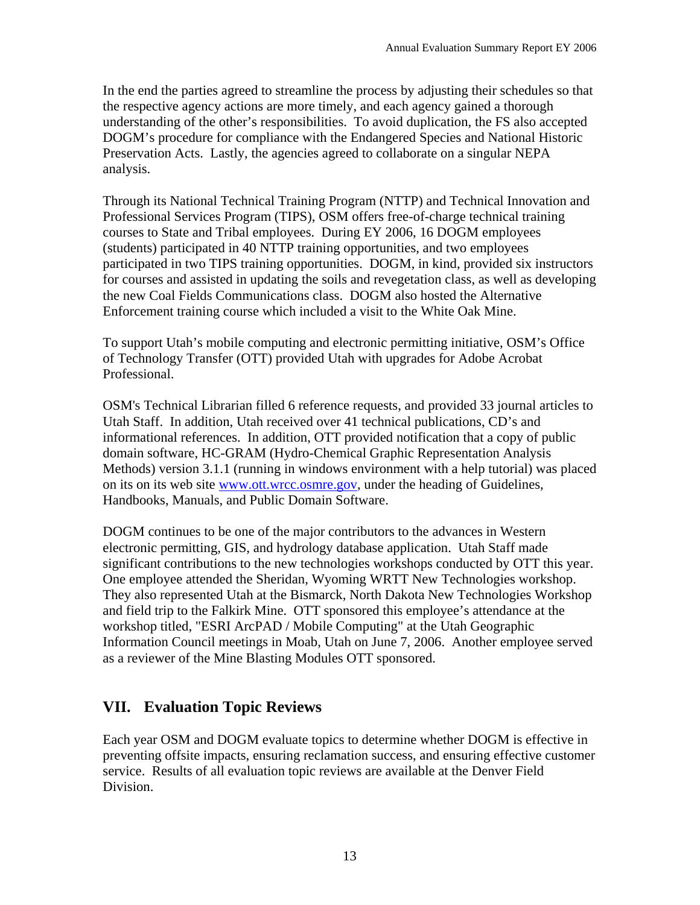In the end the parties agreed to streamline the process by adjusting their schedules so that the respective agency actions are more timely, and each agency gained a thorough understanding of the other's responsibilities. To avoid duplication, the FS also accepted DOGM's procedure for compliance with the Endangered Species and National Historic Preservation Acts. Lastly, the agencies agreed to collaborate on a singular NEPA analysis.

Through its National Technical Training Program (NTTP) and Technical Innovation and Professional Services Program (TIPS), OSM offers free-of-charge technical training courses to State and Tribal employees. During EY 2006, 16 DOGM employees (students) participated in 40 NTTP training opportunities, and two employees participated in two TIPS training opportunities. DOGM, in kind, provided six instructors for courses and assisted in updating the soils and revegetation class, as well as developing the new Coal Fields Communications class. DOGM also hosted the Alternative Enforcement training course which included a visit to the White Oak Mine.

To support Utah's mobile computing and electronic permitting initiative, OSM's Office of Technology Transfer (OTT) provided Utah with upgrades for Adobe Acrobat Professional.

OSM's Technical Librarian filled 6 reference requests, and provided 33 journal articles to Utah Staff. In addition, Utah received over 41 technical publications, CD's and informational references. In addition, OTT provided notification that a copy of public domain software, HC-GRAM (Hydro-Chemical Graphic Representation Analysis Methods) version 3.1.1 (running in windows environment with a help tutorial) was placed on its on its web site [www.ott.wrcc.osmre.gov](http://www.ott.wrcc.osmre.gov), under the heading of Guidelines, Handbooks, Manuals, and Public Domain Software.

DOGM continues to be one of the major contributors to the advances in Western electronic permitting, GIS, and hydrology database application. Utah Staff made significant contributions to the new technologies workshops conducted by OTT this year. One employee attended the Sheridan, Wyoming WRTT New Technologies workshop. They also represented Utah at the Bismarck, North Dakota New Technologies Workshop and field trip to the Falkirk Mine. OTT sponsored this employee's attendance at the workshop titled, "ESRI ArcPAD / Mobile Computing" at the Utah Geographic Information Council meetings in Moab, Utah on June 7, 2006. Another employee served as a reviewer of the Mine Blasting Modules OTT sponsored.

## VII. Evaluation Topic Reviews

Each year OSM and DOGM evaluate topics to determine whether DOGM is effective in preventing offsite impacts, ensuring reclamation success, and ensuring effective customer service. Results of all evaluation topic reviews are available at the Denver Field Division.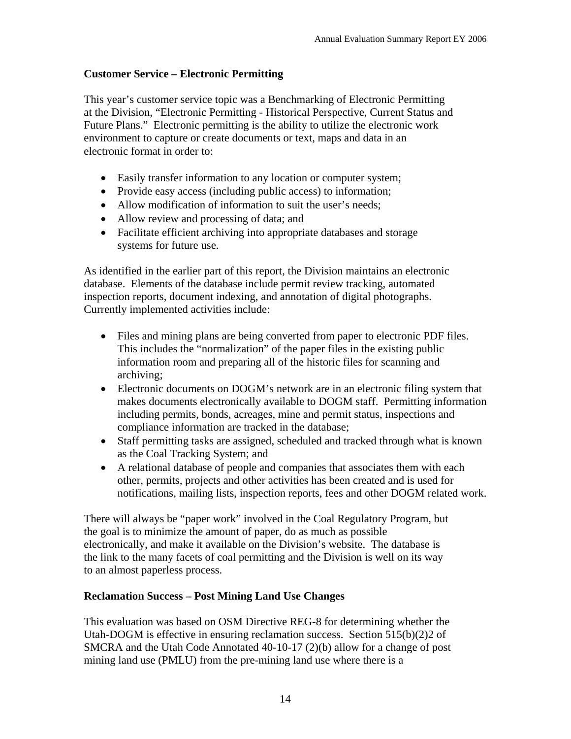## Customer Service – Electronic Permitting

This year's customer service topic was a Benchmarking of Electronic Permitting at the Division, "Electronic Permitting - Historical Perspective, Current Status and Future Plans." Electronic permitting is the ability to utilize the electronic work environment to capture or create documents or text, maps and data in an electronic format in order to:

- Easily transfer information to any location or computer system;
- Provide easy access (including public access) to information;
- Allow modification of information to suit the user's needs;
- Allow review and processing of data; and
- Facilitate efficient archiving into appropriate databases and storage systems for future use.

As identified in the earlier part of this report, the Division maintains an electronic database. Elements of the database include permit review tracking, automated inspection reports, document indexing, and annotation of digital photographs. Currently implemented activities include:

- Files and mining plans are being converted from paper to electronic PDF files. This includes the "normalization" of the paper files in the existing public information room and preparing all of the historic files for scanning and archiving;
- Electronic documents on DOGM's network are in an electronic filing system that makes documents electronically available to DOGM staff. Permitting information including permits, bonds, acreages, mine and permit status, inspections and compliance information are tracked in the database;
- Staff permitting tasks are assigned, scheduled and tracked through what is known as the Coal Tracking System; and
- A relational database of people and companies that associates them with each other, permits, projects and other activities has been created and is used for notifications, mailing lists, inspection reports, fees and other DOGM related work.

There will always be "paper work" involved in the Coal Regulatory Program, but the goal is to minimize the amount of paper, do as much as possible electronically, and make it available on the Division's website. The database is the link to the many facets of coal permitting and the Division is well on its way to an almost paperless process.

## Reclamation Success – Post Mining Land Use Changes

This evaluation was based on OSM Directive REG-8 for determining whether the Utah-DOGM is effective in ensuring reclamation success. Section 515(b)(2)2 of SMCRA and the Utah Code Annotated 40-10-17 (2)(b) allow for a change of post mining land use (PMLU) from the pre-mining land use where there is a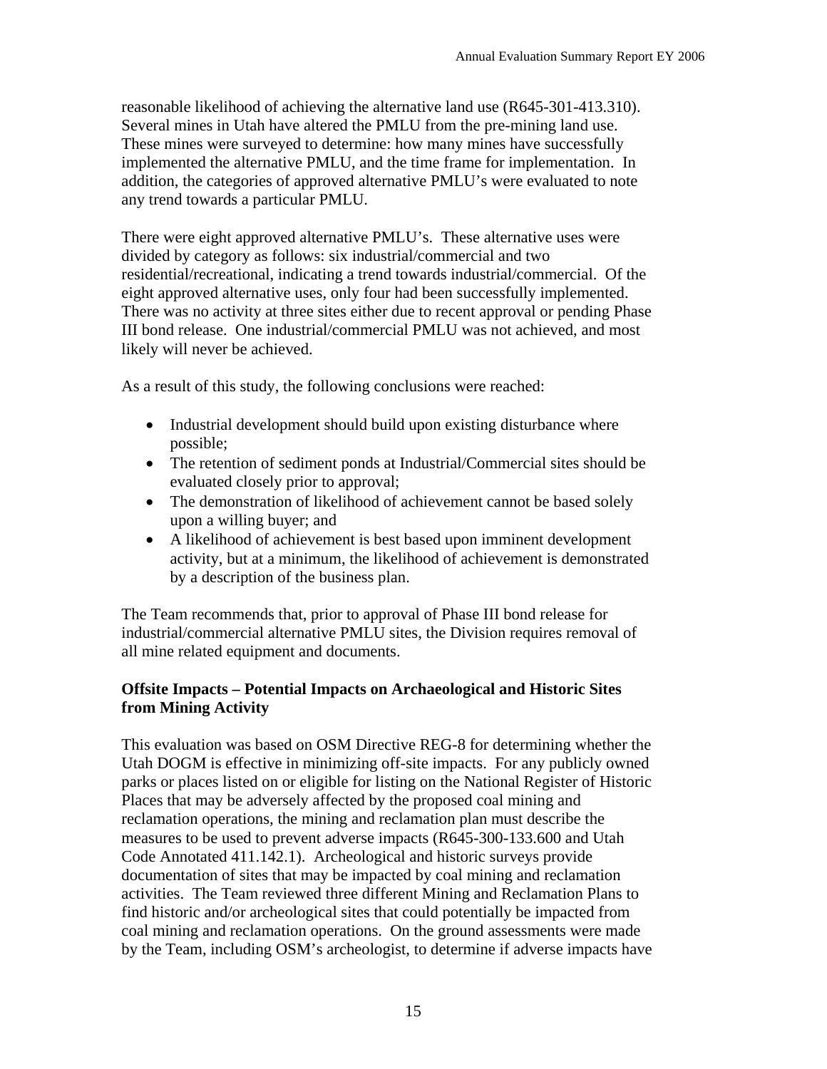reasonable likelihood of achieving the alternative land use (R645-301-413.310). Several mines in Utah have altered the PMLU from the pre-mining land use. These mines were surveyed to determine: how many mines have successfully implemented the alternative PMLU, and the time frame for implementation. In addition, the categories of approved alternative PMLU's were evaluated to note any trend towards a particular PMLU.

There were eight approved alternative PMLU's. These alternative uses were divided by category as follows: six industrial/commercial and two residential/recreational, indicating a trend towards industrial/commercial. Of the eight approved alternative uses, only four had been successfully implemented. There was no activity at three sites either due to recent approval or pending Phase III bond release. One industrial/commercial PMLU was not achieved, and most likely will never be achieved.

As a result of this study, the following conclusions were reached:

- Industrial development should build upon existing disturbance where possible;
- The retention of sediment ponds at Industrial/Commercial sites should be evaluated closely prior to approval;
- The demonstration of likelihood of achievement cannot be based solely upon a willing buyer; and
- A likelihood of achievement is best based upon imminent development activity, but at a minimum, the likelihood of achievement is demonstrated by a description of the business plan.

The Team recommends that, prior to approval of Phase III bond release for industrial/commercial alternative PMLU sites, the Division requires removal of all mine related equipment and documents.

**Offsite Impacts – Potential Impacts on Archaeological and Historic Sites from Mining Activity**

This evaluation was based on OSM Directive REG-8 for determining whether the Utah DOGM is effective in minimizing off-site impacts. For any publicly owned parks or places listed on or eligible for listing on the National Register of Historic Places that may be adversely affected by the proposed coal mining and reclamation operations, the mining and reclamation plan must describe the measures to be used to prevent adverse impacts (R645-300-133.600 and Utah Code Annotated 411.142.1). Archeological and historic surveys provide documentation of sites that may be impacted by coal mining and reclamation activities. The Team reviewed three different Mining and Reclamation Plans to find historic and/or archeological sites that could potentially be impacted from coal mining and reclamation operations. On the ground assessments were made by the Team, including OSM's archeologist, to determine if adverse impacts have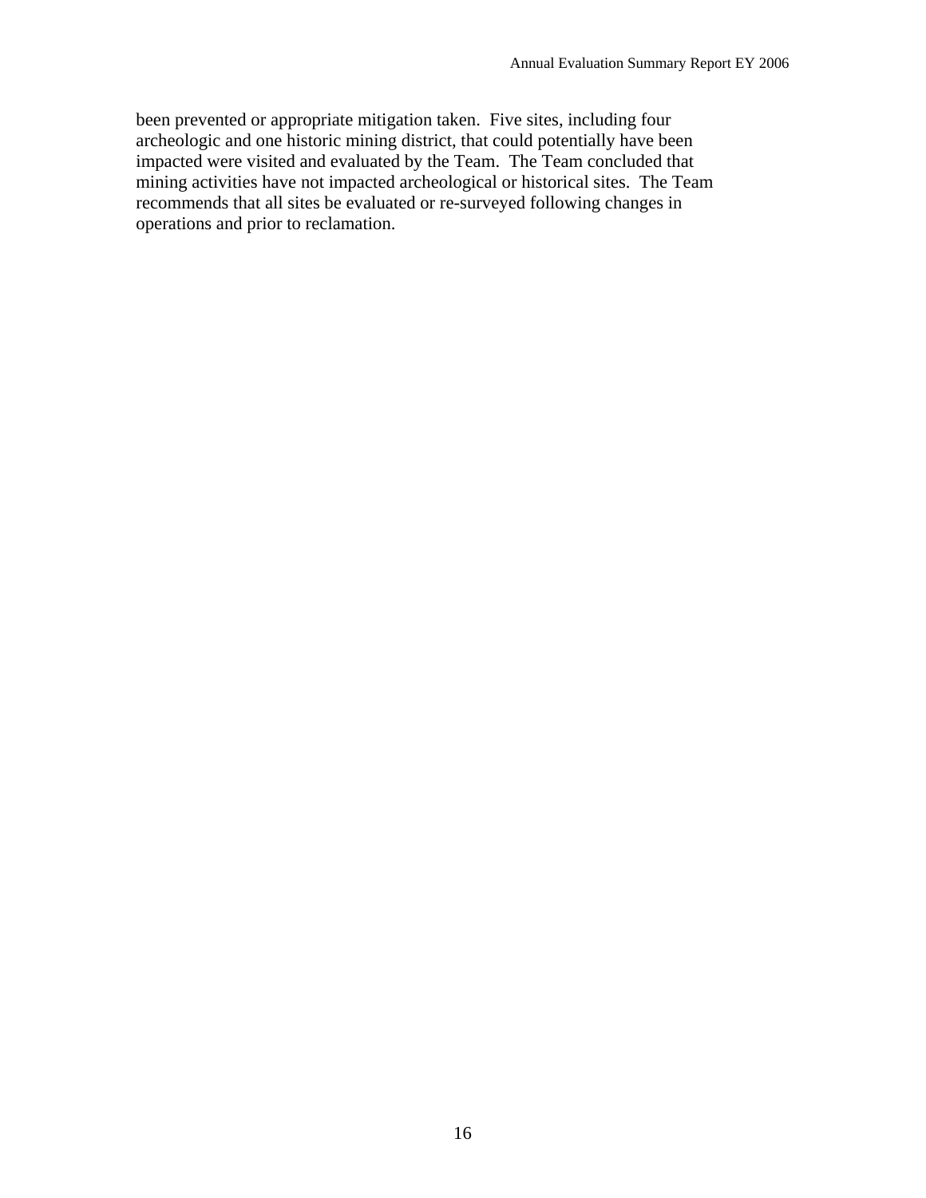been prevented or appropriate mitigation taken. Five sites, including four archeologic and one historic mining district, that could potentially have been impacted were visited and evaluated by the Team. The Team concluded that mining activities have not impacted archeological or historical sites. The Team recommends that all sites be evaluated or re-surveyed following changes in operations and prior to reclamation.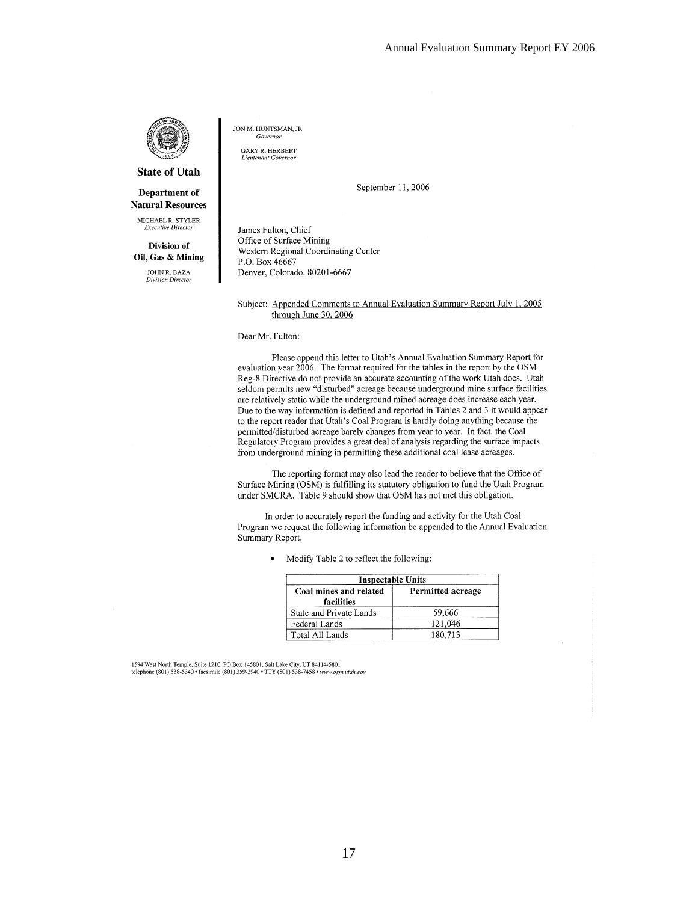**State of Utah**

**Department of Natural Resources**

MICHAEL R. STYLER
*Executive Director*

**Division of Oil, Gas & Mining**

JOHN R. BAZA
*Division Director*

JON M. HUNTSMAN, JR.
*Governor*

GARY R. HERBERT
*Lieutenant Governor*

September 11, 2006

James Fulton, Chief
Office of Surface Mining
Western Regional Coordinating Center
P.O. Box 46667
Denver, Colorado. 80201-6667

Subject: Appended Comments to Annual Evaluation Summary Report July 1, 2005 through June 30, 2006

Dear Mr. Fulton:

Please append this letter to Utah's Annual Evaluation Summary Report for evaluation year 2006. The format required for the tables in the report by the OSM Reg-8 Directive do not provide an accurate accounting of the work Utah does. Utah seldom permits new "disturbed" acreage because underground mine surface facilities are relatively static while the underground mined acreage does increase each year. Due to the way information is defined and reported in Tables 2 and 3 it would appear to the report reader that Utah's Coal Program is hardly doing anything because the permitted/disturbed acreage barely changes from year to year. In fact, the Coal Regulatory Program provides a great deal of analysis regarding the surface impacts from underground mining in permitting these additional coal lease acreages.

The reporting format may also lead the reader to believe that the Office of Surface Mining (OSM) is fulfilling its statutory obligation to fund the Utah Program under SMCRA. Table 9 should show that OSM has not met this obligation.

In order to accurately report the funding and activity for the Utah Coal Program we request the following information be appended to the Annual Evaluation Summary Report.

- Modify Table 2 to reflect the following:

| Inspectable Units | |
|---|---|
| **Coal mines and related facilities** | **Permitted acreage** |
| State and Private Lands | 59,666 |
| Federal Lands | 121,046 |
| Total All Lands | 180,713 |

1594 West North Temple, Suite 1210, PO Box 145801, Salt Lake City, UT 84114-5801
telephone (801) 538-5340 • facsimile (801) 359-3940 • TTY (801) 538-7458 • *www.ogm.utah.gov*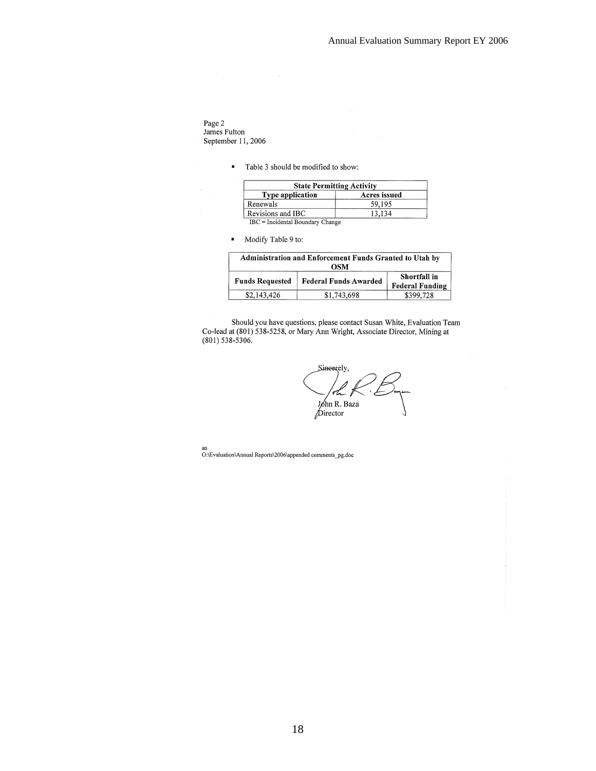Page 2
James Fulton
September 11, 2006

- Table 3 should be modified to show:

| State Permitting Activity | |
|---|---|
| **Type application** | **Acres issued** |
| Renewals | 59,195 |
| Revisions and IBC | 13,134 |

IBC = Incidental Boundary Change

- Modify Table 9 to:

| Administration and Enforcement Funds Granted to Utah by OSM | | |
|---|---|---|
| **Funds Requested** | **Federal Funds Awarded** | **Shortfall in Federal Funding** |
| $2,143,426 | $1,743,698 | $399,728 |

Should you have questions, please contact Susan White, Evaluation Team Co-lead at (801) 538-5258, or Mary Ann Wright, Associate Director, Mining at (801) 538-5306.

Sincerely,

John R. Baza
Director

an
O:\Evaluation\Annual Reports\2006\appended comments_pg.doc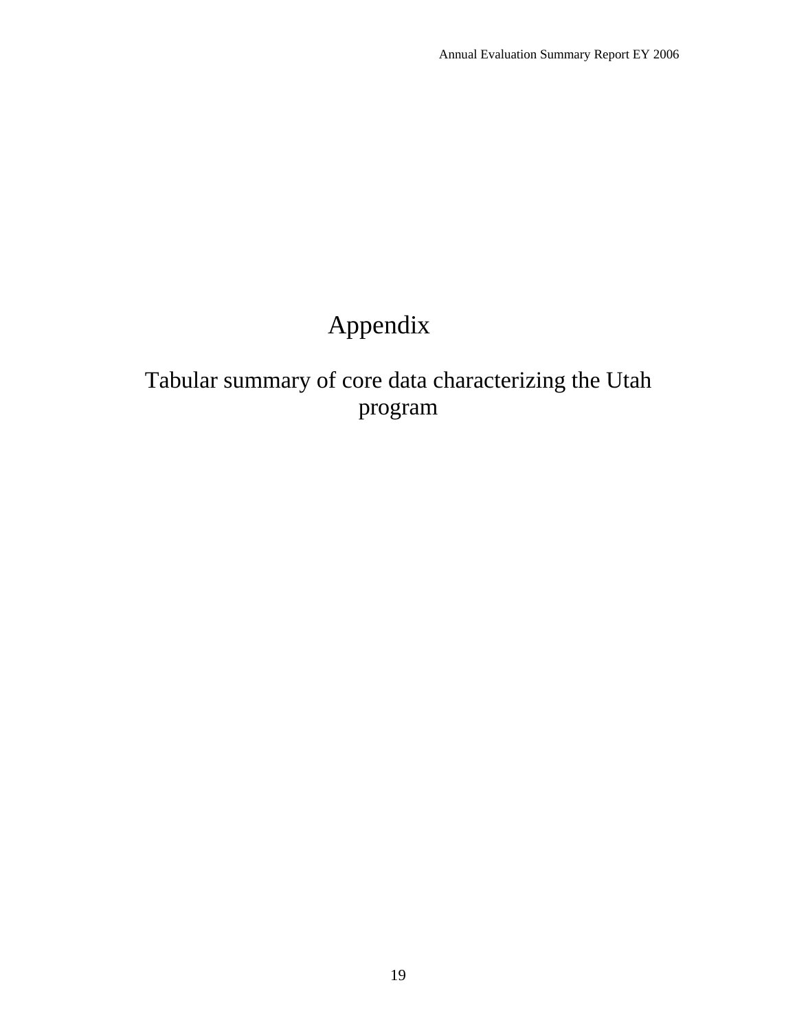# Appendix

## Tabular summary of core data characterizing the Utah program